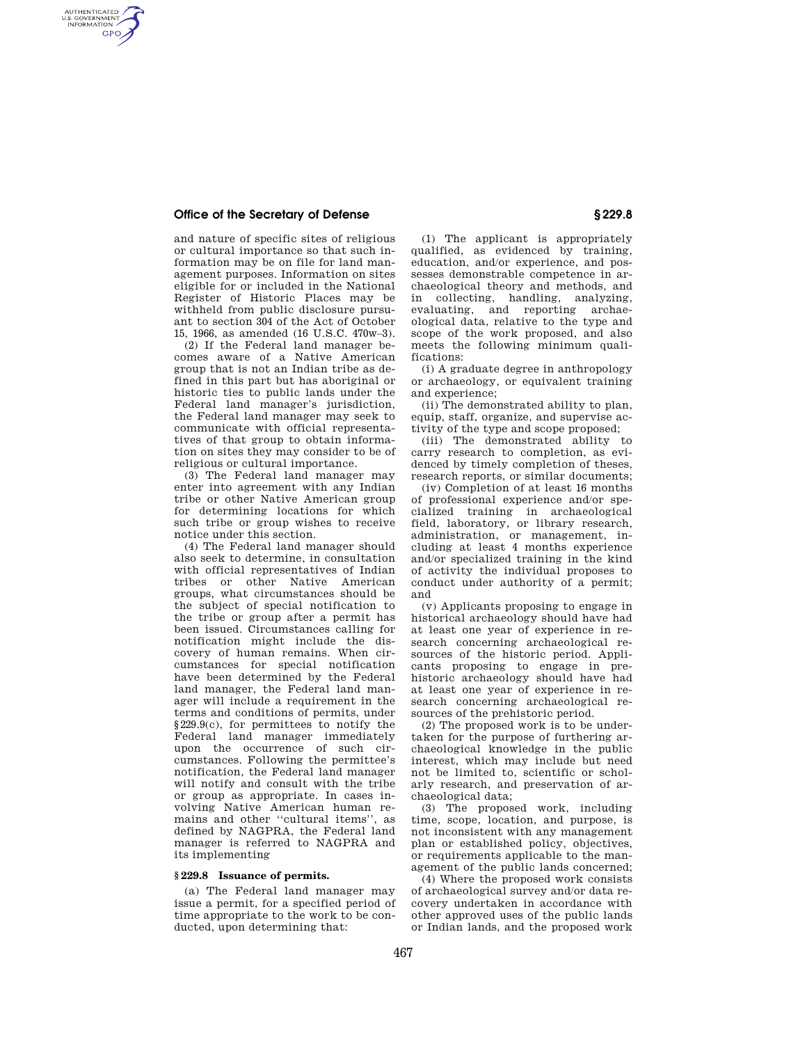and nature of specific sites of religious or cultural importance so that such information may be on file for land management purposes. Information on sites eligible for or included in the National Register of Historic Places may be withheld from public disclosure pursuant to section 304 of the Act of October 15, 1966, as amended (16 U.S.C. 470w–3).

(2) If the Federal land manager becomes aware of a Native American group that is not an Indian tribe as defined in this part but has aboriginal or historic ties to public lands under the Federal land manager's jurisdiction, the Federal land manager may seek to communicate with official representatives of that group to obtain information on sites they may consider to be of religious or cultural importance.

(3) The Federal land manager may enter into agreement with any Indian tribe or other Native American group for determining locations for which such tribe or group wishes to receive notice under this section.

(4) The Federal land manager should also seek to determine, in consultation with official representatives of Indian tribes or other Native American groups, what circumstances should be the subject of special notification to the tribe or group after a permit has been issued. Circumstances calling for notification might include the discovery of human remains. When circumstances for special notification have been determined by the Federal land manager, the Federal land manager will include a requirement in the terms and conditions of permits, under §229.9(c), for permittees to notify the Federal land manager immediately upon the occurrence of such circumstances. Following the permittee's notification, the Federal land manager will notify and consult with the tribe or group as appropriate. In cases involving Native American human remains and other "cultural items", as defined by NAGPRA, the Federal land manager is referred to NAGPRA and its implementing

## § 229.8 Issuance of permits.

(a) The Federal land manager may issue a permit, for a specified period of time appropriate to the work to be conducted, upon determining that:

(1) The applicant is appropriately qualified, as evidenced by training, education, and/or experience, and possesses demonstrable competence in archaeological theory and methods, and in collecting, handling, analyzing, evaluating, and reporting archaeological data, relative to the type and scope of the work proposed, and also meets the following minimum qualifications:

(i) A graduate degree in anthropology or archaeology, or equivalent training and experience;

(ii) The demonstrated ability to plan, equip, staff, organize, and supervise activity of the type and scope proposed;

(iii) The demonstrated ability to carry research to completion, as evidenced by timely completion of theses, research reports, or similar documents;

(iv) Completion of at least 16 months of professional experience and/or specialized training in archaeological field, laboratory, or library research, administration, or management, including at least 4 months experience and/or specialized training in the kind of activity the individual proposes to conduct under authority of a permit; and

(v) Applicants proposing to engage in historical archaeology should have had at least one year of experience in research concerning archaeological resources of the historic period. Applicants proposing to engage in prehistoric archaeology should have had at least one year of experience in research concerning archaeological resources of the prehistoric period.

(2) The proposed work is to be undertaken for the purpose of furthering archaeological knowledge in the public interest, which may include but need not be limited to, scientific or scholarly research, and preservation of archaeological data;

(3) The proposed work, including time, scope, location, and purpose, is not inconsistent with any management plan or established policy, objectives, or requirements applicable to the management of the public lands concerned;

(4) Where the proposed work consists of archaeological survey and/or data recovery undertaken in accordance with other approved uses of the public lands or Indian lands, and the proposed work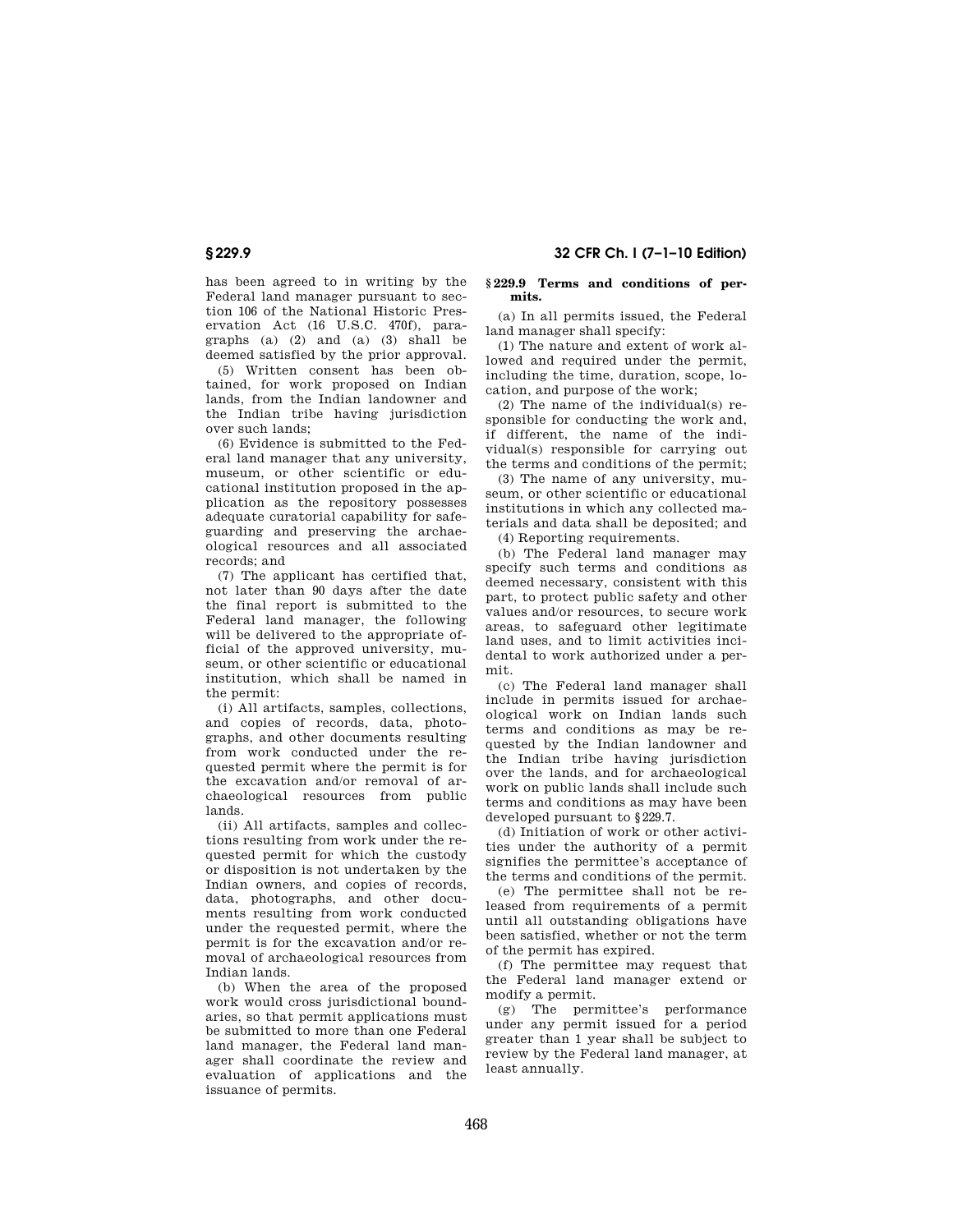has been agreed to in writing by the Federal land manager pursuant to section 106 of the National Historic Preservation Act (16 U.S.C. 470f), paragraphs (a) (2) and (a) (3) shall be deemed satisfied by the prior approval.

(5) Written consent has been obtained, for work proposed on Indian lands, from the Indian landowner and the Indian tribe having jurisdiction over such lands;

(6) Evidence is submitted to the Federal land manager that any university, museum, or other scientific or educational institution proposed in the application as the repository possesses adequate curatorial capability for safeguarding and preserving the archaeological resources and all associated records; and

(7) The applicant has certified that, not later than 90 days after the date the final report is submitted to the Federal land manager, the following will be delivered to the appropriate official of the approved university, museum, or other scientific or educational institution, which shall be named in the permit:

(i) All artifacts, samples, collections, and copies of records, data, photographs, and other documents resulting from work conducted under the requested permit where the permit is for the excavation and/or removal of archaeological resources from public lands.

(ii) All artifacts, samples and collections resulting from work under the requested permit for which the custody or disposition is not undertaken by the Indian owners, and copies of records, data, photographs, and other documents resulting from work conducted under the requested permit, where the permit is for the excavation and/or removal of archaeological resources from Indian lands.

(b) When the area of the proposed work would cross jurisdictional boundaries, so that permit applications must be submitted to more than one Federal land manager, the Federal land manager shall coordinate the review and evaluation of applications and the issuance of permits.

### § 229.9 Terms and conditions of permits.

(a) In all permits issued, the Federal land manager shall specify:

(1) The nature and extent of work allowed and required under the permit, including the time, duration, scope, location, and purpose of the work;

(2) The name of the individual(s) responsible for conducting the work and, if different, the name of the individual(s) responsible for carrying out the terms and conditions of the permit;

(3) The name of any university, museum, or other scientific or educational institutions in which any collected materials and data shall be deposited; and

(4) Reporting requirements.

(b) The Federal land manager may specify such terms and conditions as deemed necessary, consistent with this part, to protect public safety and other values and/or resources, to secure work areas, to safeguard other legitimate land uses, and to limit activities incidental to work authorized under a permit.

(c) The Federal land manager shall include in permits issued for archaeological work on Indian lands such terms and conditions as may be requested by the Indian landowner and the Indian tribe having jurisdiction over the lands, and for archaeological work on public lands shall include such terms and conditions as may have been developed pursuant to §229.7.

(d) Initiation of work or other activities under the authority of a permit signifies the permittee's acceptance of the terms and conditions of the permit.

(e) The permittee shall not be released from requirements of a permit until all outstanding obligations have been satisfied, whether or not the term of the permit has expired.

(f) The permittee may request that the Federal land manager extend or modify a permit.

(g) The permittee's performance under any permit issued for a period greater than 1 year shall be subject to review by the Federal land manager, at least annually.